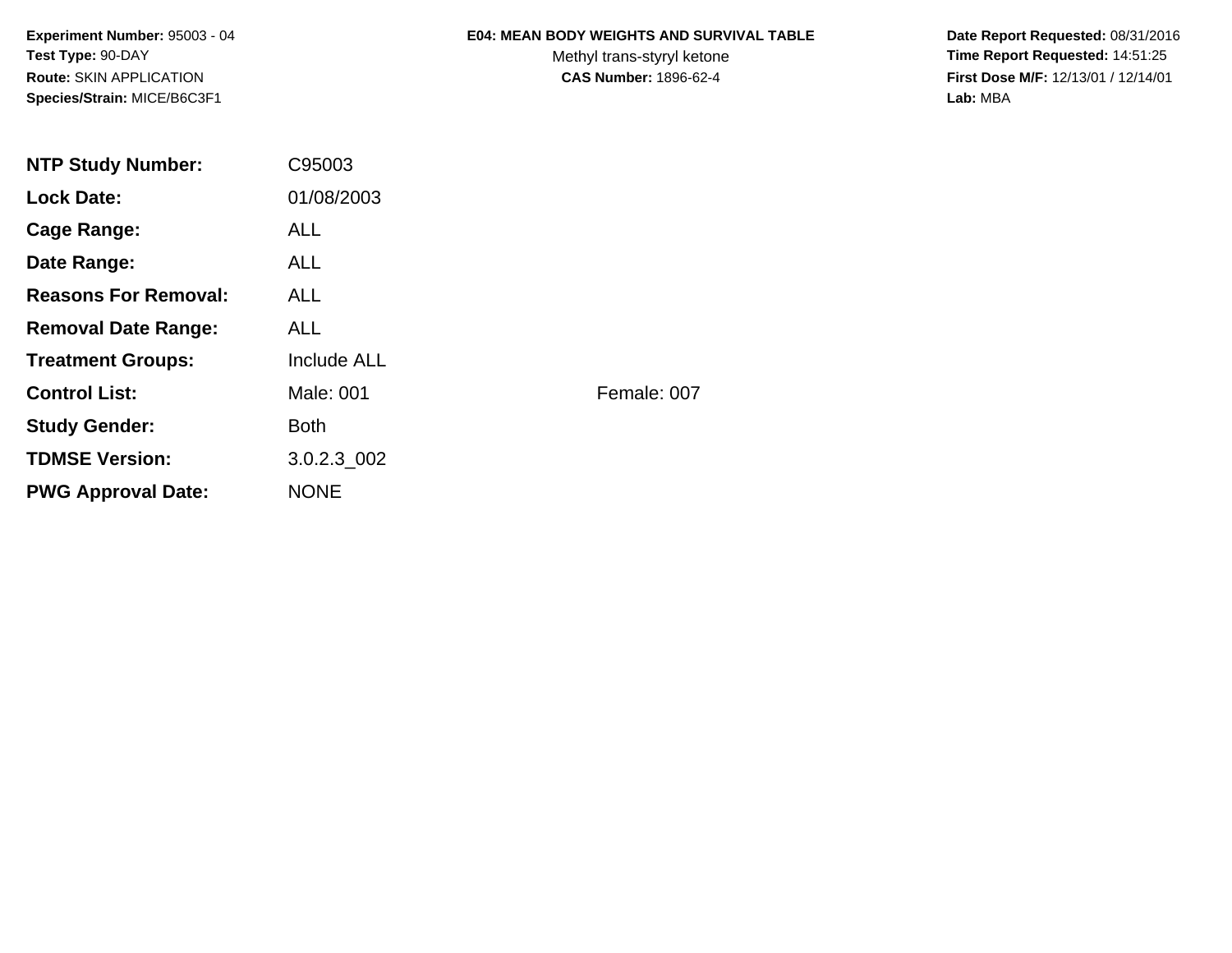**Experiment Number:** 95003 - 04
**Test Type:** 90-DAY
**Route:** SKIN APPLICATION
**Species/Strain:** MICE/B6C3F1

# E04: MEAN BODY WEIGHTS AND SURVIVAL TABLE

Methyl trans-styryl ketone
**CAS Number:** 1896-62-4

**Date Report Requested:** 08/31/2016
**Time Report Requested:** 14:51:25
**First Dose M/F:** 12/13/01 / 12/14/01
**Lab:** MBA

| | | |
|---|---|---|
| **NTP Study Number:** | C95003 | |
| **Lock Date:** | 01/08/2003 | |
| **Cage Range:** | ALL | |
| **Date Range:** | ALL | |
| **Reasons For Removal:** | ALL | |
| **Removal Date Range:** | ALL | |
| **Treatment Groups:** | Include ALL | |
| **Control List:** | Male: 001 | Female: 007 |
| **Study Gender:** | Both | |
| **TDMSE Version:** | 3.0.2.3_002 | |
| **PWG Approval Date:** | NONE | |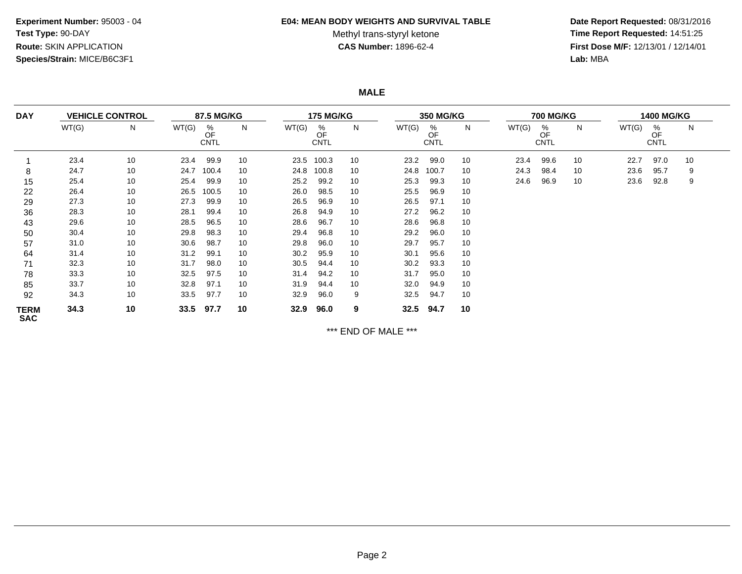**Experiment Number:** 95003 - 04
**Test Type:** 90-DAY
**Route:** SKIN APPLICATION
**Species/Strain:** MICE/B6C3F1

**E04: MEAN BODY WEIGHTS AND SURVIVAL TABLE**
Methyl trans-styryl ketone
**CAS Number:** 1896-62-4

**Date Report Requested:** 08/31/2016
**Time Report Requested:** 14:51:25
**First Dose M/F:** 12/13/01 / 12/14/01
**Lab:** MBA

## MALE

| DAY | VEHICLE CONTROL | | 87.5 MG/KG | | | 175 MG/KG | | | 350 MG/KG | | | 700 MG/KG | | | 1400 MG/KG | | |
|---|---|---|---|---|---|---|---|---|---|---|---|---|---|---|---|---|---|
| | WT(G) | N | WT(G) | % OF CNTL | N | WT(G) | % OF CNTL | N | WT(G) | % OF CNTL | N | WT(G) | % OF CNTL | N | WT(G) | % OF CNTL | N |
| 1 | 23.4 | 10 | 23.4 | 99.9 | 10 | 23.5 | 100.3 | 10 | 23.2 | 99.0 | 10 | 23.4 | 99.6 | 10 | 22.7 | 97.0 | 10 |
| 8 | 24.7 | 10 | 24.7 | 100.4 | 10 | 24.8 | 100.8 | 10 | 24.8 | 100.7 | 10 | 24.3 | 98.4 | 10 | 23.6 | 95.7 | 9 |
| 15 | 25.4 | 10 | 25.4 | 99.9 | 10 | 25.2 | 99.2 | 10 | 25.3 | 99.3 | 10 | 24.6 | 96.9 | 10 | 23.6 | 92.8 | 9 |
| 22 | 26.4 | 10 | 26.5 | 100.5 | 10 | 26.0 | 98.5 | 10 | 25.5 | 96.9 | 10 | | | | | | |
| 29 | 27.3 | 10 | 27.3 | 99.9 | 10 | 26.5 | 96.9 | 10 | 26.5 | 97.1 | 10 | | | | | | |
| 36 | 28.3 | 10 | 28.1 | 99.4 | 10 | 26.8 | 94.9 | 10 | 27.2 | 96.2 | 10 | | | | | | |
| 43 | 29.6 | 10 | 28.5 | 96.5 | 10 | 28.6 | 96.7 | 10 | 28.6 | 96.8 | 10 | | | | | | |
| 50 | 30.4 | 10 | 29.8 | 98.3 | 10 | 29.4 | 96.8 | 10 | 29.2 | 96.0 | 10 | | | | | | |
| 57 | 31.0 | 10 | 30.6 | 98.7 | 10 | 29.8 | 96.0 | 10 | 29.7 | 95.7 | 10 | | | | | | |
| 64 | 31.4 | 10 | 31.2 | 99.1 | 10 | 30.2 | 95.9 | 10 | 30.1 | 95.6 | 10 | | | | | | |
| 71 | 32.3 | 10 | 31.7 | 98.0 | 10 | 30.5 | 94.4 | 10 | 30.2 | 93.3 | 10 | | | | | | |
| 78 | 33.3 | 10 | 32.5 | 97.5 | 10 | 31.4 | 94.2 | 10 | 31.7 | 95.0 | 10 | | | | | | |
| 85 | 33.7 | 10 | 32.8 | 97.1 | 10 | 31.9 | 94.4 | 10 | 32.0 | 94.9 | 10 | | | | | | |
| 92 | 34.3 | 10 | 33.5 | 97.7 | 10 | 32.9 | 96.0 | 9 | 32.5 | 94.7 | 10 | | | | | | |
| **TERM SAC** | **34.3** | **10** | **33.5** | **97.7** | **10** | **32.9** | **96.0** | **9** | **32.5** | **94.7** | **10** | | | | | | |

*** END OF MALE ***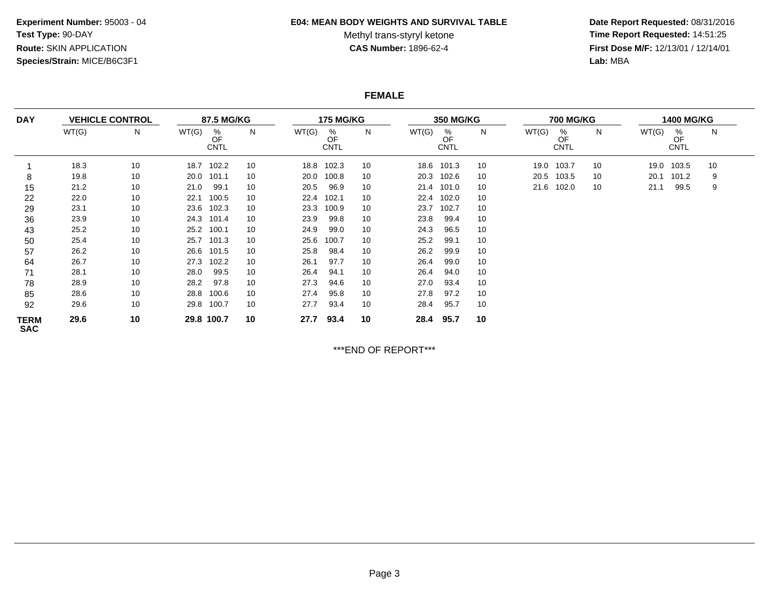**Experiment Number:** 95003 - 04
**Test Type:** 90-DAY
**Route:** SKIN APPLICATION
**Species/Strain:** MICE/B6C3F1

**E04: MEAN BODY WEIGHTS AND SURVIVAL TABLE**
Methyl trans-styryl ketone
**CAS Number:** 1896-62-4

**Date Report Requested:** 08/31/2016
**Time Report Requested:** 14:51:25
**First Dose M/F:** 12/13/01 / 12/14/01
**Lab:** MBA

## FEMALE

| DAY | VEHICLE CONTROL | | 87.5 MG/KG | | | 175 MG/KG | | | 350 MG/KG | | | 700 MG/KG | | | 1400 MG/KG | | |
|---|---|---|---|---|---|---|---|---|---|---|---|---|---|---|---|---|---|
| | WT(G) | N | WT(G) | % OF CNTL | N | WT(G) | % OF CNTL | N | WT(G) | % OF CNTL | N | WT(G) | % OF CNTL | N | WT(G) | % OF CNTL | N |
| 1 | 18.3 | 10 | 18.7 | 102.2 | 10 | 18.8 | 102.3 | 10 | 18.6 | 101.3 | 10 | 19.0 | 103.7 | 10 | 19.0 | 103.5 | 10 |
| 8 | 19.8 | 10 | 20.0 | 101.1 | 10 | 20.0 | 100.8 | 10 | 20.3 | 102.6 | 10 | 20.5 | 103.5 | 10 | 20.1 | 101.2 | 9 |
| 15 | 21.2 | 10 | 21.0 | 99.1 | 10 | 20.5 | 96.9 | 10 | 21.4 | 101.0 | 10 | 21.6 | 102.0 | 10 | 21.1 | 99.5 | 9 |
| 22 | 22.0 | 10 | 22.1 | 100.5 | 10 | 22.4 | 102.1 | 10 | 22.4 | 102.0 | 10 | | | | | | |
| 29 | 23.1 | 10 | 23.6 | 102.3 | 10 | 23.3 | 100.9 | 10 | 23.7 | 102.7 | 10 | | | | | | |
| 36 | 23.9 | 10 | 24.3 | 101.4 | 10 | 23.9 | 99.8 | 10 | 23.8 | 99.4 | 10 | | | | | | |
| 43 | 25.2 | 10 | 25.2 | 100.1 | 10 | 24.9 | 99.0 | 10 | 24.3 | 96.5 | 10 | | | | | | |
| 50 | 25.4 | 10 | 25.7 | 101.3 | 10 | 25.6 | 100.7 | 10 | 25.2 | 99.1 | 10 | | | | | | |
| 57 | 26.2 | 10 | 26.6 | 101.5 | 10 | 25.8 | 98.4 | 10 | 26.2 | 99.9 | 10 | | | | | | |
| 64 | 26.7 | 10 | 27.3 | 102.2 | 10 | 26.1 | 97.7 | 10 | 26.4 | 99.0 | 10 | | | | | | |
| 71 | 28.1 | 10 | 28.0 | 99.5 | 10 | 26.4 | 94.1 | 10 | 26.4 | 94.0 | 10 | | | | | | |
| 78 | 28.9 | 10 | 28.2 | 97.8 | 10 | 27.3 | 94.6 | 10 | 27.0 | 93.4 | 10 | | | | | | |
| 85 | 28.6 | 10 | 28.8 | 100.6 | 10 | 27.4 | 95.8 | 10 | 27.8 | 97.2 | 10 | | | | | | |
| 92 | 29.6 | 10 | 29.8 | 100.7 | 10 | 27.7 | 93.4 | 10 | 28.4 | 95.7 | 10 | | | | | | |
| **TERM SAC** | **29.6** | **10** | **29.8** | **100.7** | **10** | **27.7** | **93.4** | **10** | **28.4** | **95.7** | **10** | | | | | | |

***END OF REPORT***